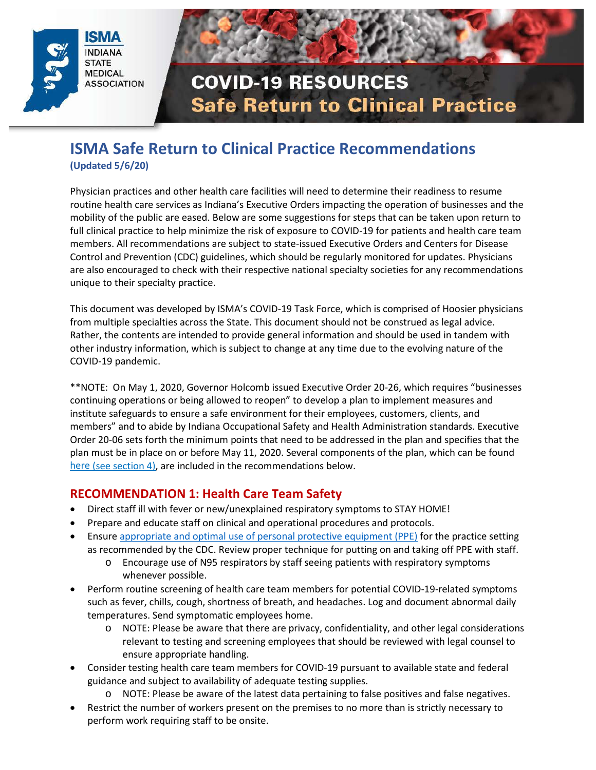ISMA INDIANA STATE MEDICAL ASSOCIATION

COVID-19 RESOURCES
Safe Return to Clinical Practice

# ISMA Safe Return to Clinical Practice Recommendations

**(Updated 5/6/20)**

Physician practices and other health care facilities will need to determine their readiness to resume routine health care services as Indiana's Executive Orders impacting the operation of businesses and the mobility of the public are eased. Below are some suggestions for steps that can be taken upon return to full clinical practice to help minimize the risk of exposure to COVID-19 for patients and health care team members. All recommendations are subject to state-issued Executive Orders and Centers for Disease Control and Prevention (CDC) guidelines, which should be regularly monitored for updates. Physicians are also encouraged to check with their respective national specialty societies for any recommendations unique to their specialty practice.

This document was developed by ISMA's COVID-19 Task Force, which is comprised of Hoosier physicians from multiple specialties across the State. This document should not be construed as legal advice. Rather, the contents are intended to provide general information and should be used in tandem with other industry information, which is subject to change at any time due to the evolving nature of the COVID-19 pandemic.

**NOTE: On May 1, 2020, Governor Holcomb issued Executive Order 20-26, which requires "businesses continuing operations or being allowed to reopen" to develop a plan to implement measures and institute safeguards to ensure a safe environment for their employees, customers, clients, and members" and to abide by Indiana Occupational Safety and Health Administration standards. Executive Order 20-06 sets forth the minimum points that need to be addressed in the plan and specifies that the plan must be in place on or before May 11, 2020. Several components of the plan, which can be found here (see section 4), are included in the recommendations below.

## RECOMMENDATION 1: Health Care Team Safety

- Direct staff ill with fever or new/unexplained respiratory symptoms to STAY HOME!
- Prepare and educate staff on clinical and operational procedures and protocols.
- Ensure appropriate and optimal use of personal protective equipment (PPE) for the practice setting as recommended by the CDC. Review proper technique for putting on and taking off PPE with staff.
  - Encourage use of N95 respirators by staff seeing patients with respiratory symptoms whenever possible.
- Perform routine screening of health care team members for potential COVID-19-related symptoms such as fever, chills, cough, shortness of breath, and headaches. Log and document abnormal daily temperatures. Send symptomatic employees home.
  - NOTE: Please be aware that there are privacy, confidentiality, and other legal considerations relevant to testing and screening employees that should be reviewed with legal counsel to ensure appropriate handling.
- Consider testing health care team members for COVID-19 pursuant to available state and federal guidance and subject to availability of adequate testing supplies.
  - NOTE: Please be aware of the latest data pertaining to false positives and false negatives.
- Restrict the number of workers present on the premises to no more than is strictly necessary to perform work requiring staff to be onsite.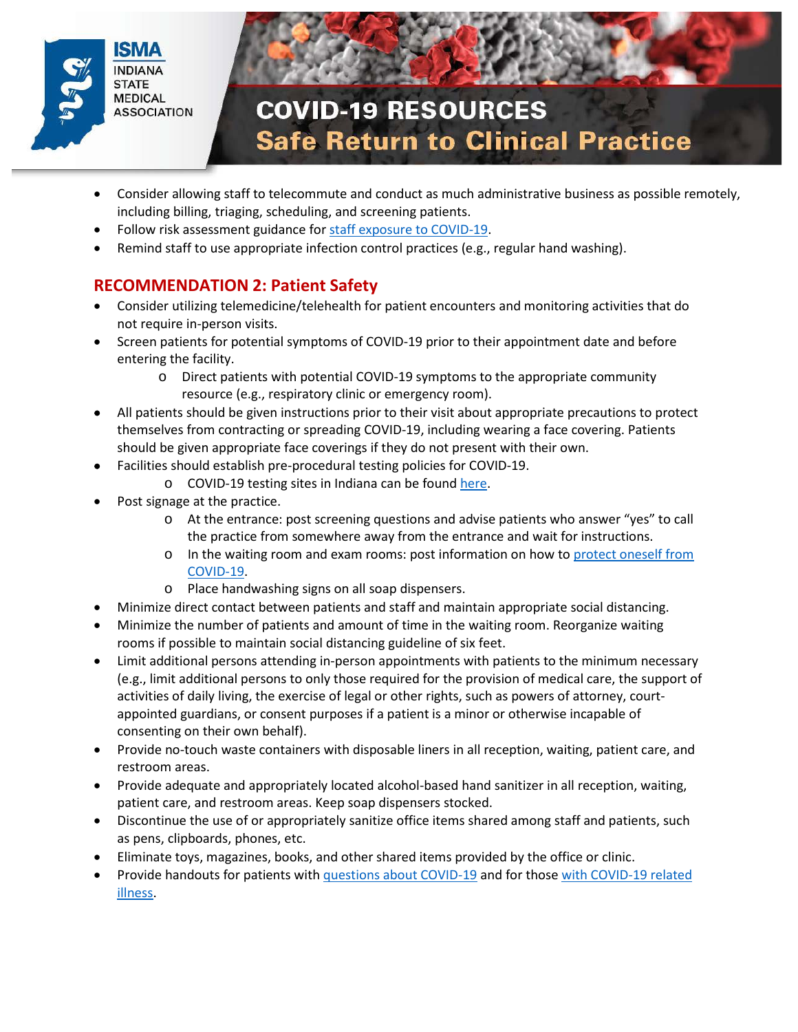- Consider allowing staff to telecommute and conduct as much administrative business as possible remotely, including billing, triaging, scheduling, and screening patients.
- Follow risk assessment guidance for staff exposure to COVID-19.
- Remind staff to use appropriate infection control practices (e.g., regular hand washing).

## RECOMMENDATION 2: Patient Safety

- Consider utilizing telemedicine/telehealth for patient encounters and monitoring activities that do not require in-person visits.
- Screen patients for potential symptoms of COVID-19 prior to their appointment date and before entering the facility.
  - Direct patients with potential COVID-19 symptoms to the appropriate community resource (e.g., respiratory clinic or emergency room).
- All patients should be given instructions prior to their visit about appropriate precautions to protect themselves from contracting or spreading COVID-19, including wearing a face covering. Patients should be given appropriate face coverings if they do not present with their own.
- Facilities should establish pre-procedural testing policies for COVID-19.
  - COVID-19 testing sites in Indiana can be found here.
- Post signage at the practice.
  - At the entrance: post screening questions and advise patients who answer "yes" to call the practice from somewhere away from the entrance and wait for instructions.
  - In the waiting room and exam rooms: post information on how to protect oneself from COVID-19.
  - Place handwashing signs on all soap dispensers.
- Minimize direct contact between patients and staff and maintain appropriate social distancing.
- Minimize the number of patients and amount of time in the waiting room. Reorganize waiting rooms if possible to maintain social distancing guideline of six feet.
- Limit additional persons attending in-person appointments with patients to the minimum necessary (e.g., limit additional persons to only those required for the provision of medical care, the support of activities of daily living, the exercise of legal or other rights, such as powers of attorney, court-appointed guardians, or consent purposes if a patient is a minor or otherwise incapable of consenting on their own behalf).
- Provide no-touch waste containers with disposable liners in all reception, waiting, patient care, and restroom areas.
- Provide adequate and appropriately located alcohol-based hand sanitizer in all reception, waiting, patient care, and restroom areas. Keep soap dispensers stocked.
- Discontinue the use of or appropriately sanitize office items shared among staff and patients, such as pens, clipboards, phones, etc.
- Eliminate toys, magazines, books, and other shared items provided by the office or clinic.
- Provide handouts for patients with questions about COVID-19 and for those with COVID-19 related illness.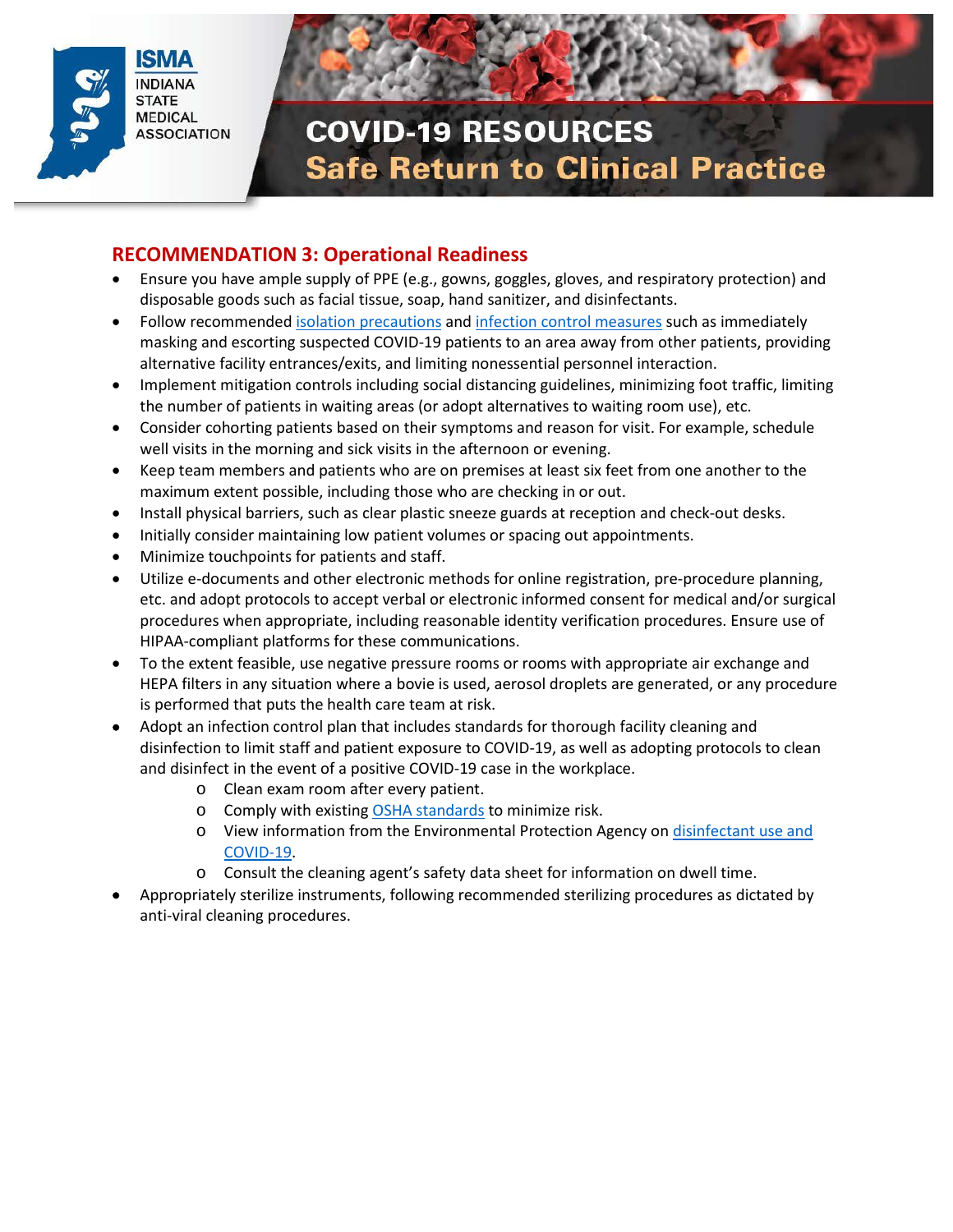## RECOMMENDATION 3: Operational Readiness

- Ensure you have ample supply of PPE (e.g., gowns, goggles, gloves, and respiratory protection) and disposable goods such as facial tissue, soap, hand sanitizer, and disinfectants.
- Follow recommended isolation precautions and infection control measures such as immediately masking and escorting suspected COVID-19 patients to an area away from other patients, providing alternative facility entrances/exits, and limiting nonessential personnel interaction.
- Implement mitigation controls including social distancing guidelines, minimizing foot traffic, limiting the number of patients in waiting areas (or adopt alternatives to waiting room use), etc.
- Consider cohorting patients based on their symptoms and reason for visit. For example, schedule well visits in the morning and sick visits in the afternoon or evening.
- Keep team members and patients who are on premises at least six feet from one another to the maximum extent possible, including those who are checking in or out.
- Install physical barriers, such as clear plastic sneeze guards at reception and check-out desks.
- Initially consider maintaining low patient volumes or spacing out appointments.
- Minimize touchpoints for patients and staff.
- Utilize e-documents and other electronic methods for online registration, pre-procedure planning, etc. and adopt protocols to accept verbal or electronic informed consent for medical and/or surgical procedures when appropriate, including reasonable identity verification procedures. Ensure use of HIPAA-compliant platforms for these communications.
- To the extent feasible, use negative pressure rooms or rooms with appropriate air exchange and HEPA filters in any situation where a bovie is used, aerosol droplets are generated, or any procedure is performed that puts the health care team at risk.
- Adopt an infection control plan that includes standards for thorough facility cleaning and disinfection to limit staff and patient exposure to COVID-19, as well as adopting protocols to clean and disinfect in the event of a positive COVID-19 case in the workplace.
  - Clean exam room after every patient.
  - Comply with existing OSHA standards to minimize risk.
  - View information from the Environmental Protection Agency on disinfectant use and COVID-19.
  - Consult the cleaning agent's safety data sheet for information on dwell time.
- Appropriately sterilize instruments, following recommended sterilizing procedures as dictated by anti-viral cleaning procedures.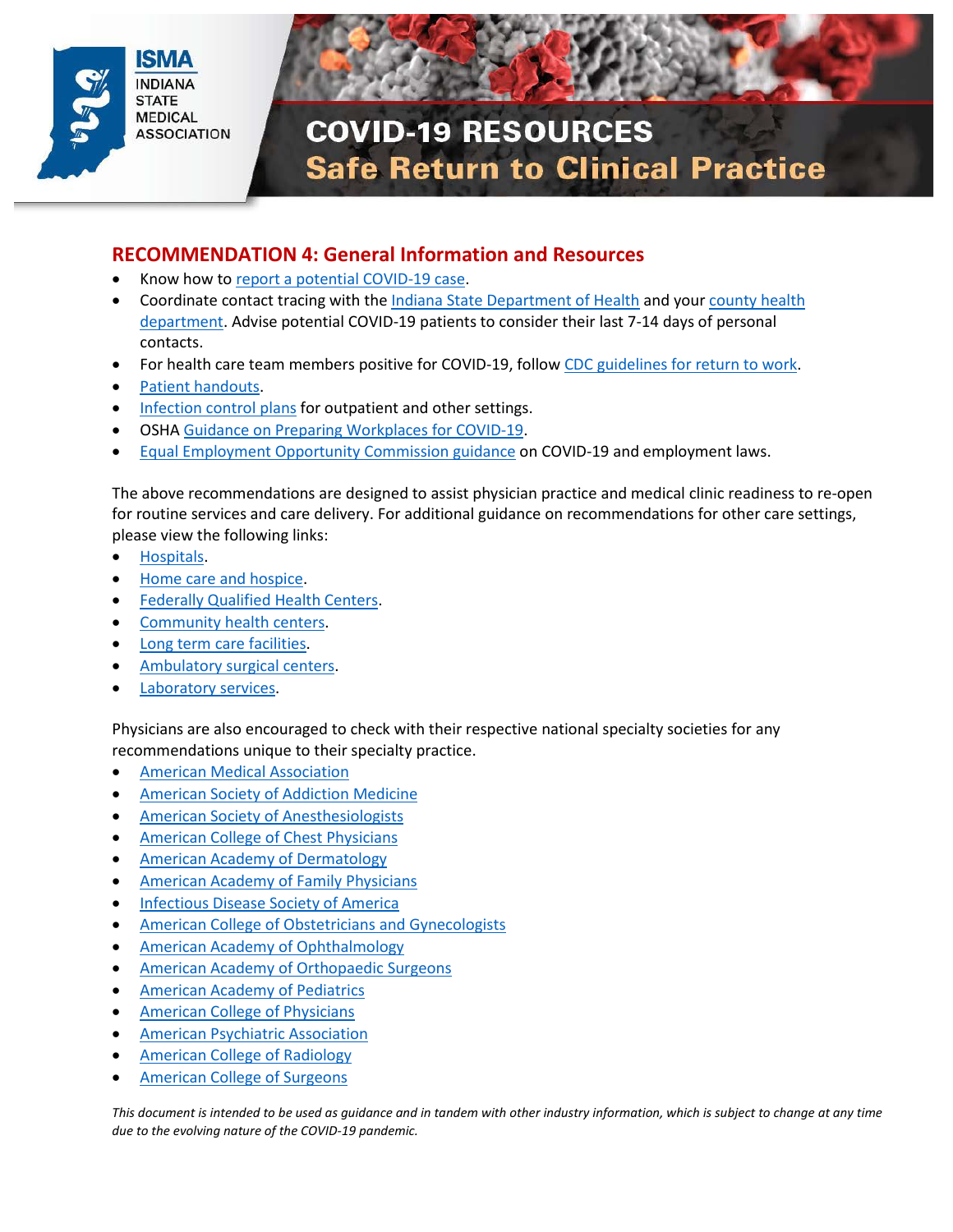## RECOMMENDATION 4: General Information and Resources

- Know how to report a potential COVID-19 case.
- Coordinate contact tracing with the Indiana State Department of Health and your county health department. Advise potential COVID-19 patients to consider their last 7-14 days of personal contacts.
- For health care team members positive for COVID-19, follow CDC guidelines for return to work.
- Patient handouts.
- Infection control plans for outpatient and other settings.
- OSHA Guidance on Preparing Workplaces for COVID-19.
- Equal Employment Opportunity Commission guidance on COVID-19 and employment laws.

The above recommendations are designed to assist physician practice and medical clinic readiness to re-open for routine services and care delivery. For additional guidance on recommendations for other care settings, please view the following links:

- Hospitals.
- Home care and hospice.
- Federally Qualified Health Centers.
- Community health centers.
- Long term care facilities.
- Ambulatory surgical centers.
- Laboratory services.

Physicians are also encouraged to check with their respective national specialty societies for any recommendations unique to their specialty practice.

- American Medical Association
- American Society of Addiction Medicine
- American Society of Anesthesiologists
- American College of Chest Physicians
- American Academy of Dermatology
- American Academy of Family Physicians
- Infectious Disease Society of America
- American College of Obstetricians and Gynecologists
- American Academy of Ophthalmology
- American Academy of Orthopaedic Surgeons
- American Academy of Pediatrics
- American College of Physicians
- American Psychiatric Association
- American College of Radiology
- American College of Surgeons

*This document is intended to be used as guidance and in tandem with other industry information, which is subject to change at any time due to the evolving nature of the COVID-19 pandemic.*